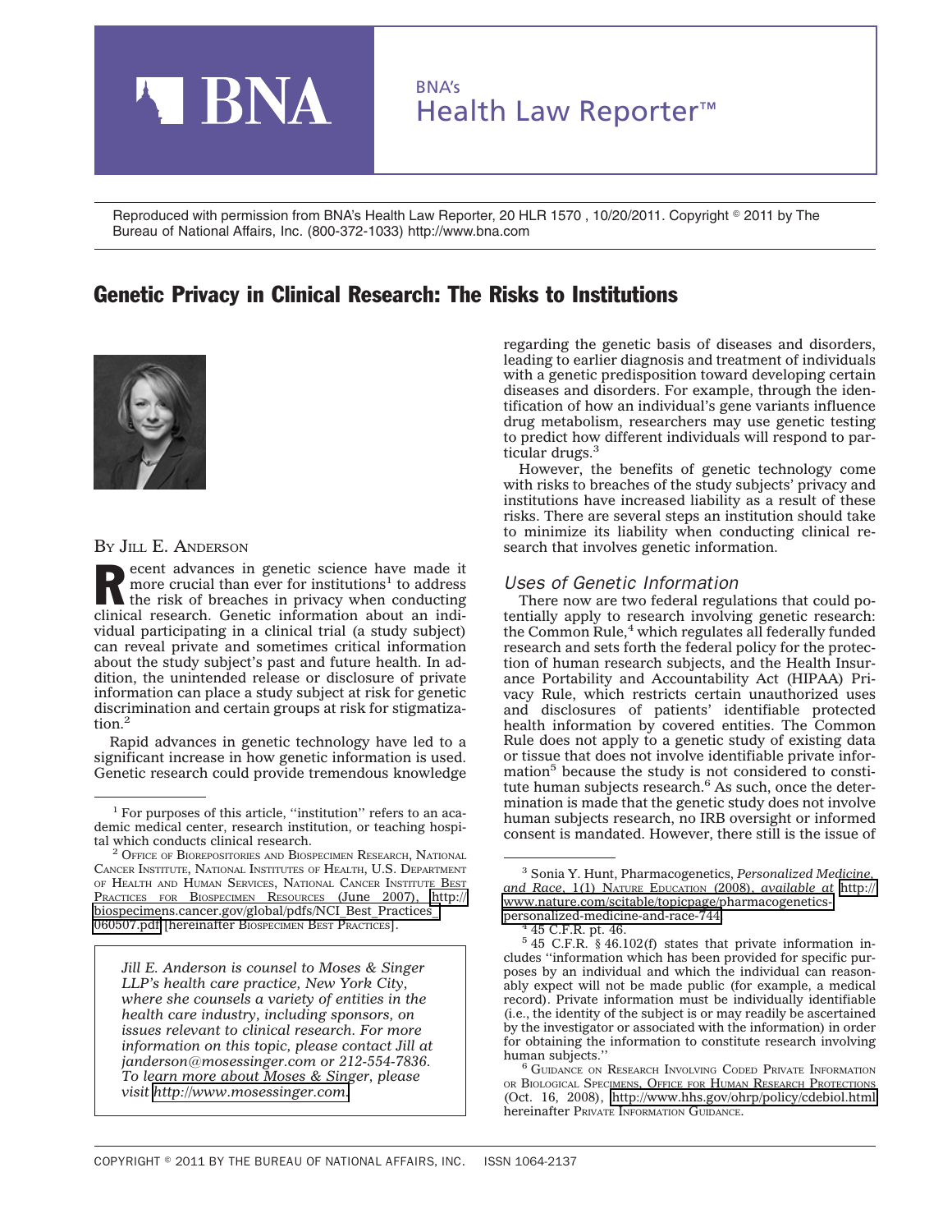Reproduced with permission from BNA's Health Law Reporter, 20 HLR 1570 , 10/20/2011. Copyright © 2011 by The Bureau of National Affairs, Inc. (800-372-1033) http://www.bna.com

# Genetic Privacy in Clinical Research: The Risks to Institutions

BY JILL E. ANDERSON

Recent advances in genetic science have made it more crucial than ever for institutions[1] to address the risk of breaches in privacy when conducting clinical research. Genetic information about an individual participating in a clinical trial (a study subject) can reveal private and sometimes critical information about the study subject's past and future health. In addition, the unintended release or disclosure of private information can place a study subject at risk for genetic discrimination and certain groups at risk for stigmatization.[2]

Rapid advances in genetic technology have led to a significant increase in how genetic information is used. Genetic research could provide tremendous knowledge regarding the genetic basis of diseases and disorders, leading to earlier diagnosis and treatment of individuals with a genetic predisposition toward developing certain diseases and disorders. For example, through the identification of how an individual's gene variants influence drug metabolism, researchers may use genetic testing to predict how different individuals will respond to particular drugs.[3]

However, the benefits of genetic technology come with risks to breaches of the study subjects' privacy and institutions have increased liability as a result of these risks. There are several steps an institution should take to minimize its liability when conducting clinical research that involves genetic information.

## *Uses of Genetic Information*

There now are two federal regulations that could potentially apply to research involving genetic research: the Common Rule,[4] which regulates all federally funded research and sets forth the federal policy for the protection of human research subjects, and the Health Insurance Portability and Accountability Act (HIPAA) Privacy Rule, which restricts certain unauthorized uses and disclosures of patients' identifiable protected health information by covered entities. The Common Rule does not apply to a genetic study of existing data or tissue that does not involve identifiable private information[5] because the study is not considered to constitute human subjects research.[6] As such, once the determination is made that the genetic study does not involve human subjects research, no IRB oversight or informed consent is mandated. However, there still is the issue of

*Jill E. Anderson is counsel to Moses & Singer LLP's health care practice, New York City, where she counsels a variety of entities in the health care industry, including sponsors, on issues relevant to clinical research. For more information on this topic, please contact Jill at janderson@mosessinger.com or 212-554-7836. To learn more about Moses & Singer, please visit http://www.mosessinger.com.*

---

[1] For purposes of this article, ''institution'' refers to an academic medical center, research institution, or teaching hospital which conducts clinical research.

[2] OFFICE OF BIOREPOSITORIES AND BIOSPECIMEN RESEARCH, NATIONAL CANCER INSTITUTE, NATIONAL INSTITUTES OF HEALTH, U.S. DEPARTMENT OF HEALTH AND HUMAN SERVICES, NATIONAL CANCER INSTITUTE BEST PRACTICES FOR BIOSPECIMEN RESOURCES (June 2007), http://biospecimens.cancer.gov/global/pdfs/NCI_Best_Practices_060507.pdf [hereinafter BIOSPECIMEN BEST PRACTICES].

[3] Sonia Y. Hunt, Pharmacogenetics, *Personalized Medicine, and Race*, 1(1) NATURE EDUCATION (2008), *available at* http://www.nature.com/scitable/topicpage/pharmacogenetics-personalized-medicine-and-race-744.

[4] 45 C.F.R. pt. 46.

[5] 45 C.F.R. § 46.102(f) states that private information includes ''information which has been provided for specific purposes by an individual and which the individual can reasonably expect will not be made public (for example, a medical record). Private information must be individually identifiable (i.e., the identity of the subject is or may readily be ascertained by the investigator or associated with the information) in order for obtaining the information to constitute research involving human subjects.''

[6] GUIDANCE ON RESEARCH INVOLVING CODED PRIVATE INFORMATION OR BIOLOGICAL SPECIMENS, OFFICE FOR HUMAN RESEARCH PROTECTIONS (Oct. 16, 2008), http://www.hhs.gov/ohrp/policy/cdebiol.html hereinafter PRIVATE INFORMATION GUIDANCE.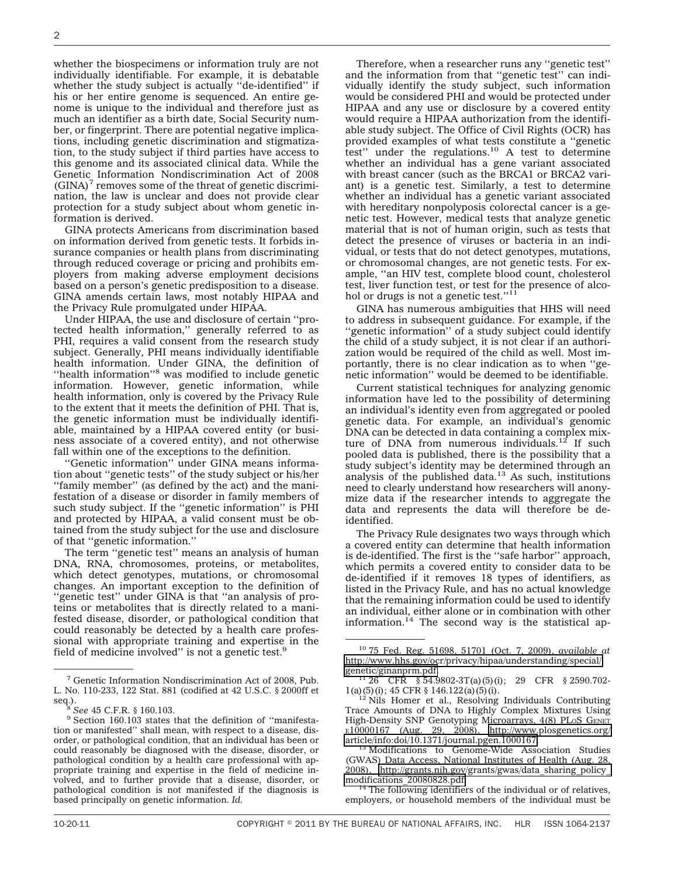whether the biospecimens or information truly are not individually identifiable. For example, it is debatable whether the study subject is actually ''de-identified'' if his or her entire genome is sequenced. An entire genome is unique to the individual and therefore just as much an identifier as a birth date, Social Security number, or fingerprint. There are potential negative implications, including genetic discrimination and stigmatization, to the study subject if third parties have access to this genome and its associated clinical data. While the Genetic Information Nondiscrimination Act of 2008 (GINA)[7] removes some of the threat of genetic discrimination, the law is unclear and does not provide clear protection for a study subject about whom genetic information is derived.

GINA protects Americans from discrimination based on information derived from genetic tests. It forbids insurance companies or health plans from discriminating through reduced coverage or pricing and prohibits employers from making adverse employment decisions based on a person's genetic predisposition to a disease. GINA amends certain laws, most notably HIPAA and the Privacy Rule promulgated under HIPAA.

Under HIPAA, the use and disclosure of certain ''protected health information,'' generally referred to as PHI, requires a valid consent from the research study subject. Generally, PHI means individually identifiable health information. Under GINA, the definition of ''health information''[8] was modified to include genetic information. However, genetic information, while health information, only is covered by the Privacy Rule to the extent that it meets the definition of PHI. That is, the genetic information must be individually identifiable, maintained by a HIPAA covered entity (or business associate of a covered entity), and not otherwise fall within one of the exceptions to the definition.

''Genetic information'' under GINA means information about ''genetic tests'' of the study subject or his/her ''family member'' (as defined by the act) and the manifestation of a disease or disorder in family members of such study subject. If the ''genetic information'' is PHI and protected by HIPAA, a valid consent must be obtained from the study subject for the use and disclosure of that ''genetic information.''

The term ''genetic test'' means an analysis of human DNA, RNA, chromosomes, proteins, or metabolites, which detect genotypes, mutations, or chromosomal changes. An important exception to the definition of ''genetic test'' under GINA is that ''an analysis of proteins or metabolites that is directly related to a manifested disease, disorder, or pathological condition that could reasonably be detected by a health care professional with appropriate training and expertise in the field of medicine involved'' is not a genetic test.[9]

Therefore, when a researcher runs any ''genetic test'' and the information from that ''genetic test'' can individually identify the study subject, such information would be considered PHI and would be protected under HIPAA and any use or disclosure by a covered entity would require a HIPAA authorization from the identifiable study subject. The Office of Civil Rights (OCR) has provided examples of what tests constitute a ''genetic test'' under the regulations.[10] A test to determine whether an individual has a gene variant associated with breast cancer (such as the BRCA1 or BRCA2 variant) is a genetic test. Similarly, a test to determine whether an individual has a genetic variant associated with hereditary nonpolyposis colorectal cancer is a genetic test. However, medical tests that analyze genetic material that is not of human origin, such as tests that detect the presence of viruses or bacteria in an individual, or tests that do not detect genotypes, mutations, or chromosomal changes, are not genetic tests. For example, ''an HIV test, complete blood count, cholesterol test, liver function test, or test for the presence of alcohol or drugs is not a genetic test.''[11]

GINA has numerous ambiguities that HHS will need to address in subsequent guidance. For example, if the ''genetic information'' of a study subject could identify the child of a study subject, it is not clear if an authorization would be required of the child as well. Most importantly, there is no clear indication as to when ''genetic information'' would be deemed to be identifiable.

Current statistical techniques for analyzing genomic information have led to the possibility of determining an individual's identity even from aggregated or pooled genetic data. For example, an individual's genomic DNA can be detected in data containing a complex mixture of DNA from numerous individuals.[12] If such pooled data is published, there is the possibility that a study subject's identity may be determined through an analysis of the published data.[13] As such, institutions need to clearly understand how researchers will anonymize data if the researcher intends to aggregate the data and represents the data will therefore be de-identified.

The Privacy Rule designates two ways through which a covered entity can determine that health information is de-identified. The first is the ''safe harbor'' approach, which permits a covered entity to consider data to be de-identified if it removes 18 types of identifiers, as listed in the Privacy Rule, and has no actual knowledge that the remaining information could be used to identify an individual, either alone or in combination with other information.[14] The second way is the statistical ap-

---

[7] Genetic Information Nondiscrimination Act of 2008, Pub. L. No. 110-233, 122 Stat. 881 (codified at 42 U.S.C. § 2000ff et seq.).

[8] *See* 45 C.F.R. § 160.103.

[9] Section 160.103 states that the definition of ''manifestation or manifested'' shall mean, with respect to a disease, disorder, or pathological condition, that an individual has been or could reasonably be diagnosed with the disease, disorder, or pathological condition by a health care professional with appropriate training and expertise in the field of medicine involved, and to further provide that a disease, disorder, or pathological condition is not manifested if the diagnosis is based principally on genetic information. *Id.*

[10] 75 Fed. Reg. 51698, 51701 (Oct. 7, 2009), *available at* http://www.hhs.gov/ocr/privacy/hipaa/understanding/special/genetic/ginanprm.pdf.

[11] 26 CFR § 54.9802-3T(a)(5)(i); 29 CFR § 2590.702-1(a)(5)(i); 45 CFR § 146.122(a)(5)(i).

[12] Nils Homer et al., Resolving Individuals Contributing Trace Amounts of DNA to Highly Complex Mixtures Using High-Density SNP Genotyping Microarrays, 4(8) PLoS Genet e10000167 (Aug. 29, 2008), http://www.plosgenetics.org/article/info:doi/10.1371/journal.pgen.1000167.

[13] Modifications to Genome-Wide Association Studies (GWAS) Data Access, National Institutes of Health (Aug. 28, 2008), http://grants.nih.gov/grants/gwas/data_sharing_policy_modifications_20080828.pdf.

[14] The following identifiers of the individual or of relatives, employers, or household members of the individual must be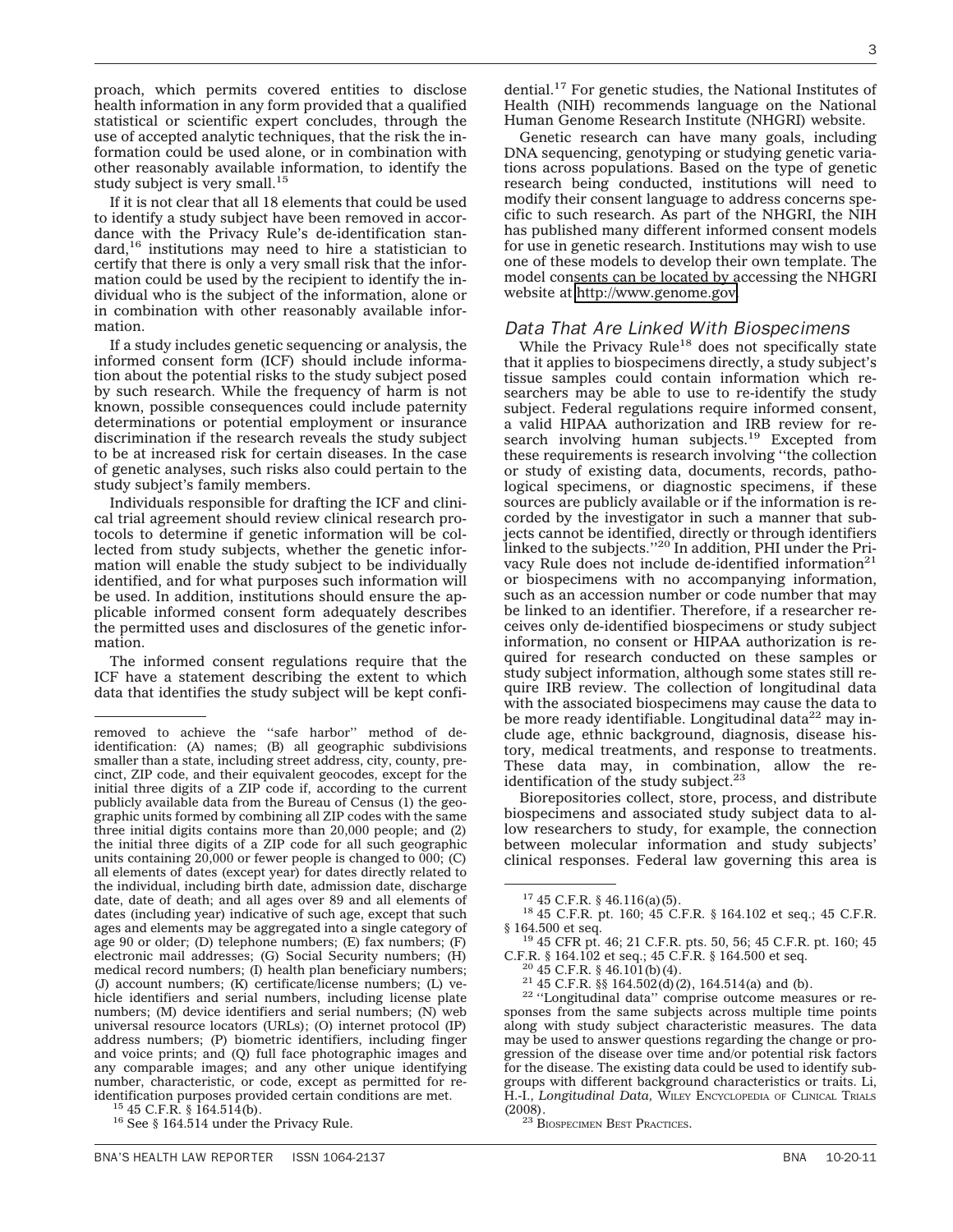proach, which permits covered entities to disclose health information in any form provided that a qualified statistical or scientific expert concludes, through the use of accepted analytic techniques, that the risk the information could be used alone, or in combination with other reasonably available information, to identify the study subject is very small.[15]

If it is not clear that all 18 elements that could be used to identify a study subject have been removed in accordance with the Privacy Rule's de-identification standard,[16] institutions may need to hire a statistician to certify that there is only a very small risk that the information could be used by the recipient to identify the individual who is the subject of the information, alone or in combination with other reasonably available information.

If a study includes genetic sequencing or analysis, the informed consent form (ICF) should include information about the potential risks to the study subject posed by such research. While the frequency of harm is not known, possible consequences could include paternity determinations or potential employment or insurance discrimination if the research reveals the study subject to be at increased risk for certain diseases. In the case of genetic analyses, such risks also could pertain to the study subject's family members.

Individuals responsible for drafting the ICF and clinical trial agreement should review clinical research protocols to determine if genetic information will be collected from study subjects, whether the genetic information will enable the study subject to be individually identified, and for what purposes such information will be used. In addition, institutions should ensure the applicable informed consent form adequately describes the permitted uses and disclosures of the genetic information.

The informed consent regulations require that the ICF have a statement describing the extent to which data that identifies the study subject will be kept confidential.[17] For genetic studies, the National Institutes of Health (NIH) recommends language on the National Human Genome Research Institute (NHGRI) website.

Genetic research can have many goals, including DNA sequencing, genotyping or studying genetic variations across populations. Based on the type of genetic research being conducted, institutions will need to modify their consent language to address concerns specific to such research. As part of the NHGRI, the NIH has published many different informed consent models for use in genetic research. Institutions may wish to use one of these models to develop their own template. The model consents can be located by accessing the NHGRI website at http://www.genome.gov.

### Data That Are Linked With Biospecimens

While the Privacy Rule[18] does not specifically state that it applies to biospecimens directly, a study subject's tissue samples could contain information which researchers may be able to use to re-identify the study subject. Federal regulations require informed consent, a valid HIPAA authorization and IRB review for research involving human subjects.[19] Excepted from these requirements is research involving ''the collection or study of existing data, documents, records, pathological specimens, or diagnostic specimens, if these sources are publicly available or if the information is recorded by the investigator in such a manner that subjects cannot be identified, directly or through identifiers linked to the subjects.''[20] In addition, PHI under the Privacy Rule does not include de-identified information[21] or biospecimens with no accompanying information, such as an accession number or code number that may be linked to an identifier. Therefore, if a researcher receives only de-identified biospecimens or study subject information, no consent or HIPAA authorization is required for research conducted on these samples or study subject information, although some states still require IRB review. The collection of longitudinal data with the associated biospecimens may cause the data to be more ready identifiable. Longitudinal data[22] may include age, ethnic background, diagnosis, disease history, medical treatments, and response to treatments. These data may, in combination, allow the re-identification of the study subject.[23]

Biorepositories collect, store, process, and distribute biospecimens and associated study subject data to allow researchers to study, for example, the connection between molecular information and study subjects' clinical responses. Federal law governing this area is

---

removed to achieve the ''safe harbor'' method of de-identification: (A) names; (B) all geographic subdivisions smaller than a state, including street address, city, county, precinct, ZIP code, and their equivalent geocodes, except for the initial three digits of a ZIP code if, according to the current publicly available data from the Bureau of Census (1) the geographic units formed by combining all ZIP codes with the same three initial digits contains more than 20,000 people; and (2) the initial three digits of a ZIP code for all such geographic units containing 20,000 or fewer people is changed to 000; (C) all elements of dates (except year) for dates directly related to the individual, including birth date, admission date, discharge date, date of death; and all ages over 89 and all elements of dates (including year) indicative of such age, except that such ages and elements may be aggregated into a single category of age 90 or older; (D) telephone numbers; (E) fax numbers; (F) electronic mail addresses; (G) Social Security numbers; (H) medical record numbers; (I) health plan beneficiary numbers; (J) account numbers; (K) certificate/license numbers; (L) vehicle identifiers and serial numbers, including license plate numbers; (M) device identifiers and serial numbers; (N) web universal resource locators (URLs); (O) internet protocol (IP) address numbers; (P) biometric identifiers, including finger and voice prints; and (Q) full face photographic images and any comparable images; and any other unique identifying number, characteristic, or code, except as permitted for re-identification purposes provided certain conditions are met.

[15] 45 C.F.R. § 164.514(b).

[16] See § 164.514 under the Privacy Rule.

[17] 45 C.F.R. § 46.116(a)(5).

[18] 45 C.F.R. pt. 160; 45 C.F.R. § 164.102 et seq.; 45 C.F.R. § 164.500 et seq.

[19] 45 CFR pt. 46; 21 C.F.R. pts. 50, 56; 45 C.F.R. pt. 160; 45 C.F.R. § 164.102 et seq.; 45 C.F.R. § 164.500 et seq.

[20] 45 C.F.R. § 46.101(b)(4).

[21] 45 C.F.R. §§ 164.502(d)(2), 164.514(a) and (b).

[22] ''Longitudinal data'' comprise outcome measures or responses from the same subjects across multiple time points along with study subject characteristic measures. The data may be used to answer questions regarding the change or progression of the disease over time and/or potential risk factors for the disease. The existing data could be used to identify subgroups with different background characteristics or traits. Li, H.-I., *Longitudinal Data,* Wiley Encyclopedia of Clinical Trials (2008).

[23] Biospecimen Best Practices.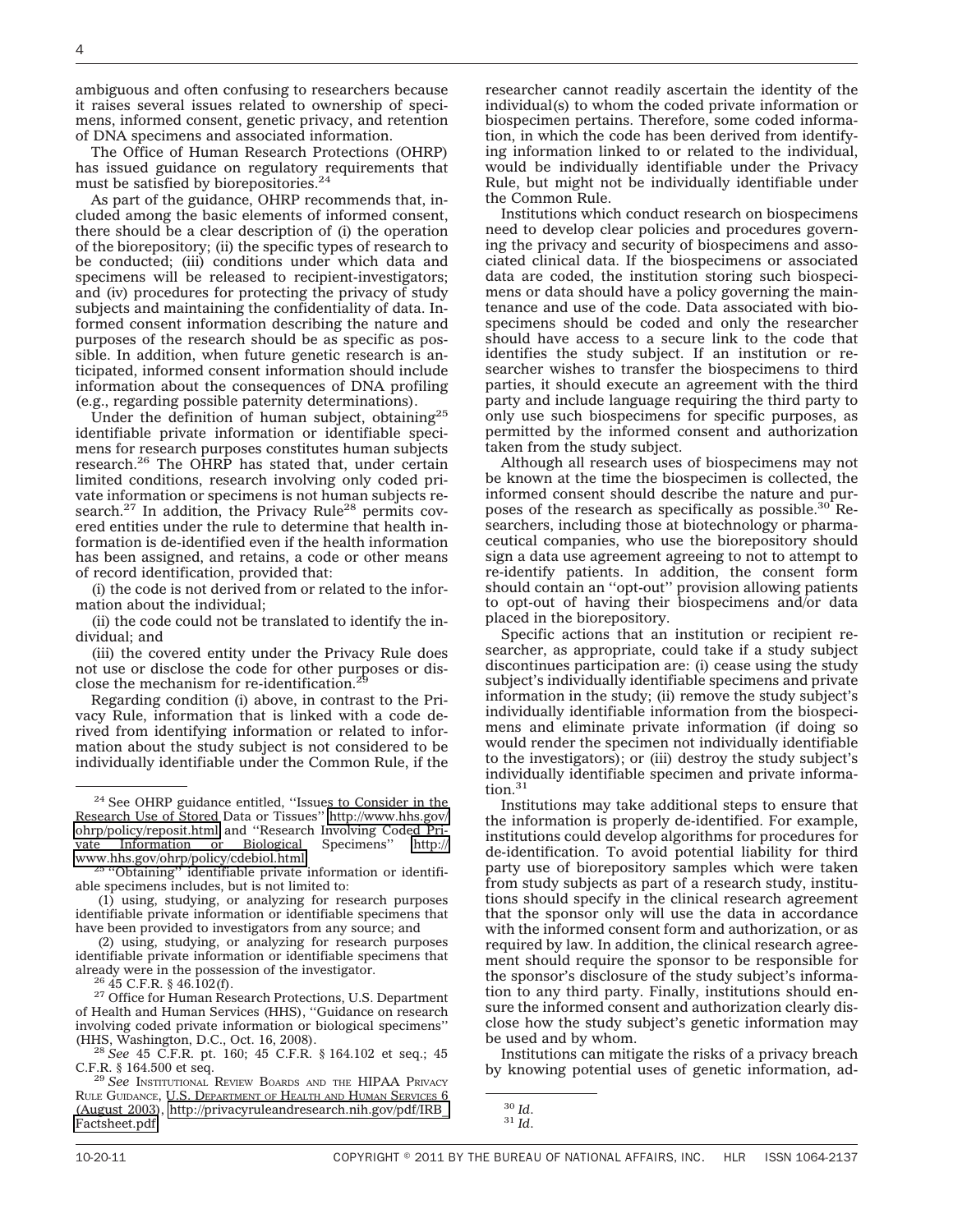ambiguous and often confusing to researchers because it raises several issues related to ownership of specimens, informed consent, genetic privacy, and retention of DNA specimens and associated information.

The Office of Human Research Protections (OHRP) has issued guidance on regulatory requirements that must be satisfied by biorepositories.[24]

As part of the guidance, OHRP recommends that, included among the basic elements of informed consent, there should be a clear description of (i) the operation of the biorepository; (ii) the specific types of research to be conducted; (iii) conditions under which data and specimens will be released to recipient-investigators; and (iv) procedures for protecting the privacy of study subjects and maintaining the confidentiality of data. Informed consent information describing the nature and purposes of the research should be as specific as possible. In addition, when future genetic research is anticipated, informed consent information should include information about the consequences of DNA profiling (e.g., regarding possible paternity determinations).

Under the definition of human subject, obtaining[25] identifiable private information or identifiable specimens for research purposes constitutes human subjects research.[26] The OHRP has stated that, under certain limited conditions, research involving only coded private information or specimens is not human subjects research.[27] In addition, the Privacy Rule[28] permits covered entities under the rule to determine that health information is de-identified even if the health information has been assigned, and retains, a code or other means of record identification, provided that:

(i) the code is not derived from or related to the information about the individual;

(ii) the code could not be translated to identify the individual; and

(iii) the covered entity under the Privacy Rule does not use or disclose the code for other purposes or disclose the mechanism for re-identification.[29]

Regarding condition (i) above, in contrast to the Privacy Rule, information that is linked with a code derived from identifying information or related to information about the study subject is not considered to be individually identifiable under the Common Rule, if the researcher cannot readily ascertain the identity of the individual(s) to whom the coded private information or biospecimen pertains. Therefore, some coded information, in which the code has been derived from identifying information linked to or related to the individual, would be individually identifiable under the Privacy Rule, but might not be individually identifiable under the Common Rule.

Institutions which conduct research on biospecimens need to develop clear policies and procedures governing the privacy and security of biospecimens and associated clinical data. If the biospecimens or associated data are coded, the institution storing such biospecimens or data should have a policy governing the maintenance and use of the code. Data associated with biospecimens should be coded and only the researcher should have access to a secure link to the code that identifies the study subject. If an institution or researcher wishes to transfer the biospecimens to third parties, it should execute an agreement with the third party and include language requiring the third party to only use such biospecimens for specific purposes, as permitted by the informed consent and authorization taken from the study subject.

Although all research uses of biospecimens may not be known at the time the biospecimen is collected, the informed consent should describe the nature and purposes of the research as specifically as possible.[30] Researchers, including those at biotechnology or pharmaceutical companies, who use the biorepository should sign a data use agreement agreeing to not attempt to re-identify patients. In addition, the consent form should contain an ''opt-out'' provision allowing patients to opt-out of having their biospecimens and/or data placed in the biorepository.

Specific actions that an institution or recipient researcher, as appropriate, could take if a study subject discontinues participation are: (i) cease using the study subject's individually identifiable specimens and private information in the study; (ii) remove the study subject's individually identifiable information from the biospecimens and eliminate private information (if doing so would render the specimen not individually identifiable to the investigators); or (iii) destroy the study subject's individually identifiable specimen and private information.[31]

Institutions may take additional steps to ensure that the information is properly de-identified. For example, institutions could develop algorithms for procedures for de-identification. To avoid potential liability for third party use of biorepository samples which were taken from study subjects as part of a research study, institutions should specify in the clinical research agreement that the sponsor only will use the data in accordance with the informed consent form and authorization, or as required by law. In addition, the clinical research agreement should require the sponsor to be responsible for the sponsor's disclosure of the study subject's information to any third party. Finally, institutions should ensure the informed consent and authorization clearly disclose how the study subject's genetic information may be used and by whom.

Institutions can mitigate the risks of a privacy breach by knowing potential uses of genetic information, ad-

---

[24] See OHRP guidance entitled, ''Issues to Consider in the Research Use of Stored Data or Tissues'' http://www.hhs.gov/ohrp/policy/reposit.html and ''Research Involving Coded Private Information or Biological Specimens'' http://www.hhs.gov/ohrp/policy/cdebiol.html.

[25] ''Obtaining'' identifiable private information or identifiable specimens includes, but is not limited to:

(1) using, studying, or analyzing for research purposes identifiable private information or identifiable specimens that have been provided to investigators from any source; and

(2) using, studying, or analyzing for research purposes identifiable private information or identifiable specimens that already were in the possession of the investigator.

[26] 45 C.F.R. § 46.102(f).

[27] Office for Human Research Protections, U.S. Department of Health and Human Services (HHS), ''Guidance on research involving coded private information or biological specimens'' (HHS, Washington, D.C., Oct. 16, 2008).

[28] *See* 45 C.F.R. pt. 160; 45 C.F.R. § 164.102 et seq.; 45 C.F.R. § 164.500 et seq.

[29] *See* Institutional Review Boards and the HIPAA Privacy Rule Guidance, U.S. Department of Health and Human Services 6 (August 2003), http://privacyruleandresearch.nih.gov/pdf/IRB_Factsheet.pdf.

[30] *Id.*

[31] *Id.*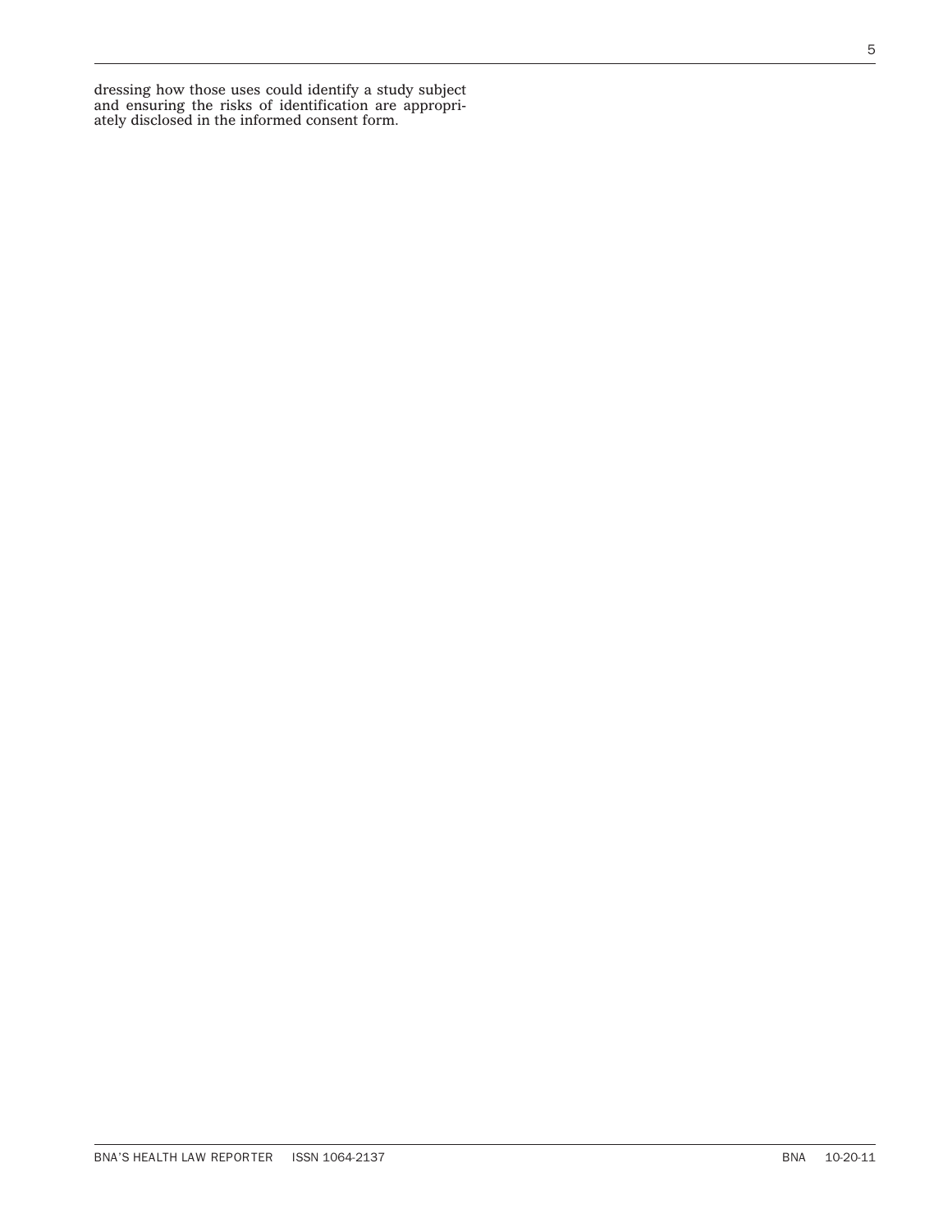dressing how those uses could identify a study subject and ensuring the risks of identification are appropriately disclosed in the informed consent form.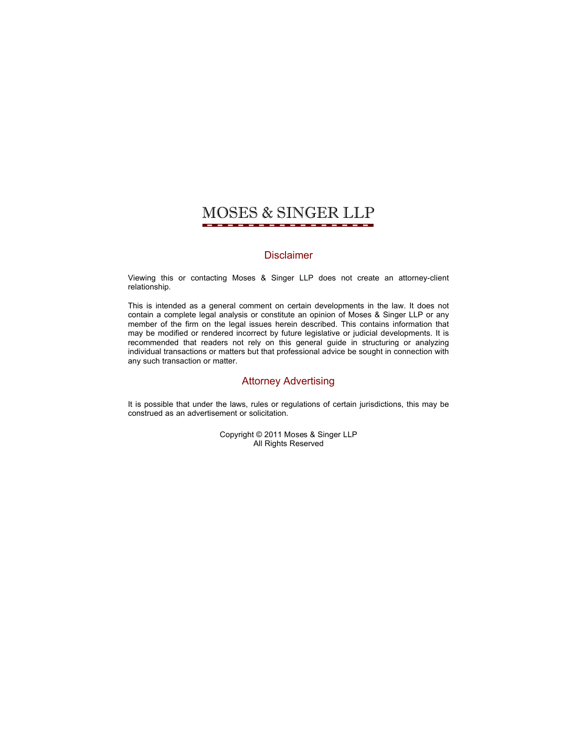# MOSES & SINGER LLP

## Disclaimer

Viewing this or contacting Moses & Singer LLP does not create an attorney-client relationship.

This is intended as a general comment on certain developments in the law. It does not contain a complete legal analysis or constitute an opinion of Moses & Singer LLP or any member of the firm on the legal issues herein described. This contains information that may be modified or rendered incorrect by future legislative or judicial developments. It is recommended that readers not rely on this general guide in structuring or analyzing individual transactions or matters but that professional advice be sought in connection with any such transaction or matter.

## Attorney Advertising

It is possible that under the laws, rules or regulations of certain jurisdictions, this may be construed as an advertisement or solicitation.

Copyright © 2011 Moses & Singer LLP
All Rights Reserved